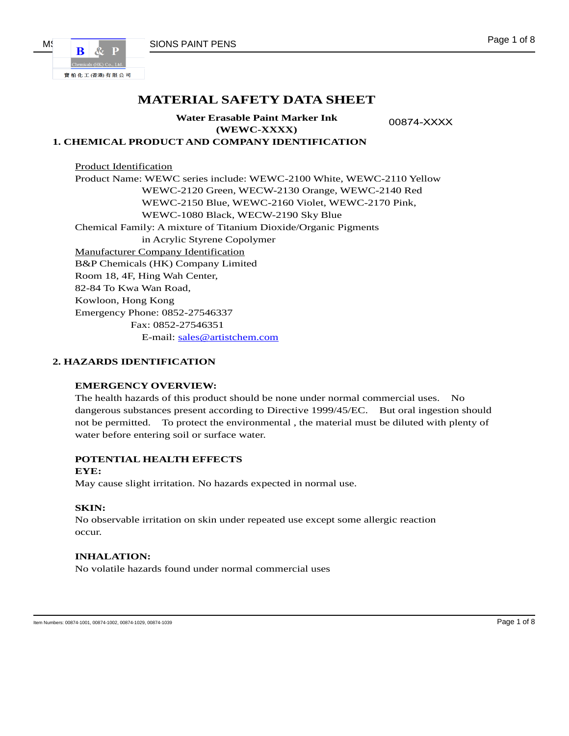# MATERIAL SAFETY DATA SHEET

**Water Erasable Paint Marker Ink**
**(WEWC-XXXX)**

00874-XXXX

## 1. CHEMICAL PRODUCT AND COMPANY IDENTIFICATION

Product Identification

Product Name: WEWC series include: WEWC-2100 White, WEWC-2110 Yellow
WEWC-2120 Green, WECW-2130 Orange, WEWC-2140 Red
WEWC-2150 Blue, WEWC-2160 Violet, WEWC-2170 Pink,
WEWC-1080 Black, WECW-2190 Sky Blue

Chemical Family: A mixture of Titanium Dioxide/Organic Pigments
in Acrylic Styrene Copolymer

Manufacturer Company Identification

B&P Chemicals (HK) Company Limited
Room 18, 4F, Hing Wah Center,
82-84 To Kwa Wan Road,
Kowloon, Hong Kong
Emergency Phone: 0852-27546337
Fax: 0852-27546351
E-mail: sales@artistchem.com

## 2. HAZARDS IDENTIFICATION

**EMERGENCY OVERVIEW:**

The health hazards of this product should be none under normal commercial uses. No dangerous substances present according to Directive 1999/45/EC. But oral ingestion should not be permitted. To protect the environmental , the material must be diluted with plenty of water before entering soil or surface water.

**POTENTIAL HEALTH EFFECTS**

**EYE:**

May cause slight irritation. No hazards expected in normal use.

**SKIN:**

No observable irritation on skin under repeated use except some allergic reaction occur.

**INHALATION:**

No volatile hazards found under normal commercial uses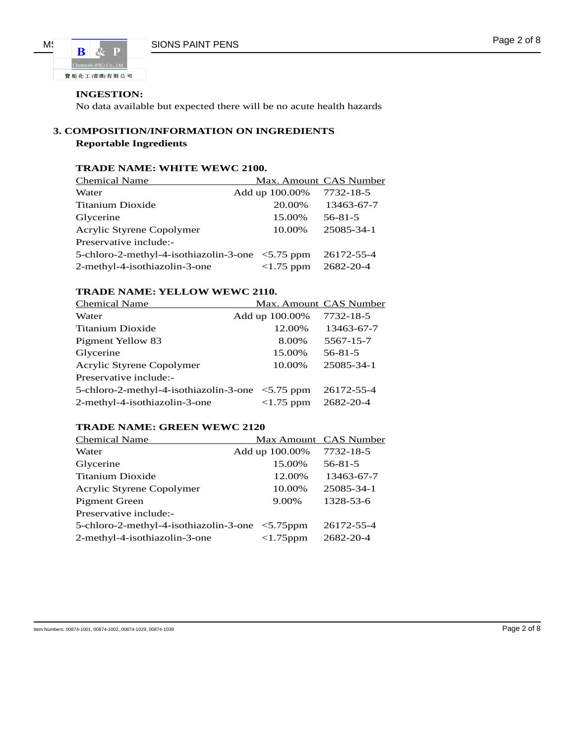**INGESTION:**
No data available but expected there will be no acute health hazards

## 3. COMPOSITION/INFORMATION ON INGREDIENTS

**Reportable Ingredients**

**TRADE NAME: WHITE WEWC 2100.**

| Chemical Name | Max. Amount | CAS Number |
|---|---|---|
| Water | Add up 100.00% | 7732-18-5 |
| Titanium Dioxide | 20.00% | 13463-67-7 |
| Glycerine | 15.00% | 56-81-5 |
| Acrylic Styrene Copolymer | 10.00% | 25085-34-1 |
| Preservative include:- | | |
| 5-chloro-2-methyl-4-isothiazolin-3-one | <5.75 ppm | 26172-55-4 |
| 2-methyl-4-isothiazolin-3-one | <1.75 ppm | 2682-20-4 |

**TRADE NAME: YELLOW WEWC 2110.**

| Chemical Name | Max. Amount | CAS Number |
|---|---|---|
| Water | Add up 100.00% | 7732-18-5 |
| Titanium Dioxide | 12.00% | 13463-67-7 |
| Pigment Yellow 83 | 8.00% | 5567-15-7 |
| Glycerine | 15.00% | 56-81-5 |
| Acrylic Styrene Copolymer | 10.00% | 25085-34-1 |
| Preservative include:- | | |
| 5-chloro-2-methyl-4-isothiazolin-3-one | <5.75 ppm | 26172-55-4 |
| 2-methyl-4-isothiazolin-3-one | <1.75 ppm | 2682-20-4 |

**TRADE NAME: GREEN WEWC 2120**

| Chemical Name | Max Amount | CAS Number |
|---|---|---|
| Water | Add up 100.00% | 7732-18-5 |
| Glycerine | 15.00% | 56-81-5 |
| Titanium Dioxide | 12.00% | 13463-67-7 |
| Acrylic Styrene Copolymer | 10.00% | 25085-34-1 |
| Pigment Green | 9.00% | 1328-53-6 |
| Preservative include:- | | |
| 5-chloro-2-methyl-4-isothiazolin-3-one | <5.75ppm | 26172-55-4 |
| 2-methyl-4-isothiazolin-3-one | <1.75ppm | 2682-20-4 |

Item Numbers: 00874-1001, 00874-1002, 00874-1029, 00874-1039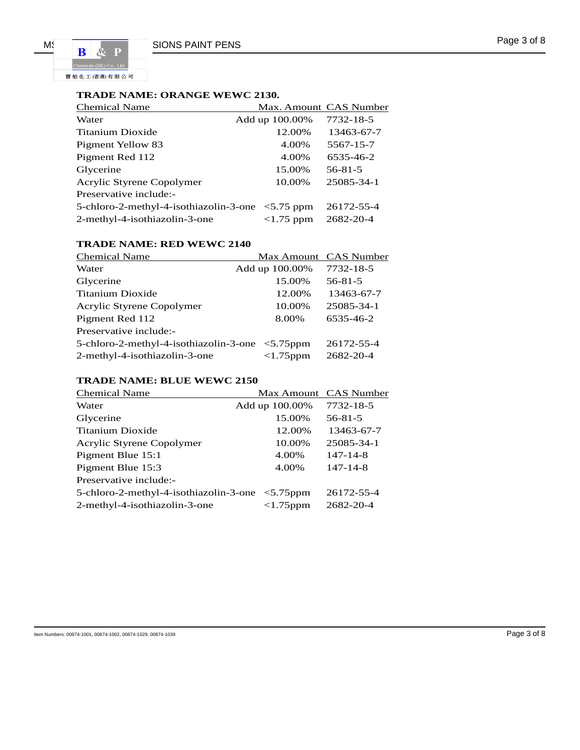**TRADE NAME: ORANGE WEWC 2130.**

| Chemical Name | Max. Amount | CAS Number |
|---|---|---|
| Water | Add up 100.00% | 7732-18-5 |
| Titanium Dioxide | 12.00% | 13463-67-7 |
| Pigment Yellow 83 | 4.00% | 5567-15-7 |
| Pigment Red 112 | 4.00% | 6535-46-2 |
| Glycerine | 15.00% | 56-81-5 |
| Acrylic Styrene Copolymer | 10.00% | 25085-34-1 |
| Preservative include:- | | |
| 5-chloro-2-methyl-4-isothiazolin-3-one | <5.75 ppm | 26172-55-4 |
| 2-methyl-4-isothiazolin-3-one | <1.75 ppm | 2682-20-4 |

**TRADE NAME: RED WEWC 2140**

| Chemical Name | Max Amount | CAS Number |
|---|---|---|
| Water | Add up 100.00% | 7732-18-5 |
| Glycerine | 15.00% | 56-81-5 |
| Titanium Dioxide | 12.00% | 13463-67-7 |
| Acrylic Styrene Copolymer | 10.00% | 25085-34-1 |
| Pigment Red 112 | 8.00% | 6535-46-2 |
| Preservative include:- | | |
| 5-chloro-2-methyl-4-isothiazolin-3-one | <5.75ppm | 26172-55-4 |
| 2-methyl-4-isothiazolin-3-one | <1.75ppm | 2682-20-4 |

**TRADE NAME: BLUE WEWC 2150**

| Chemical Name | Max Amount | CAS Number |
|---|---|---|
| Water | Add up 100.00% | 7732-18-5 |
| Glycerine | 15.00% | 56-81-5 |
| Titanium Dioxide | 12.00% | 13463-67-7 |
| Acrylic Styrene Copolymer | 10.00% | 25085-34-1 |
| Pigment Blue 15:1 | 4.00% | 147-14-8 |
| Pigment Blue 15:3 | 4.00% | 147-14-8 |
| Preservative include:- | | |
| 5-chloro-2-methyl-4-isothiazolin-3-one | <5.75ppm | 26172-55-4 |
| 2-methyl-4-isothiazolin-3-one | <1.75ppm | 2682-20-4 |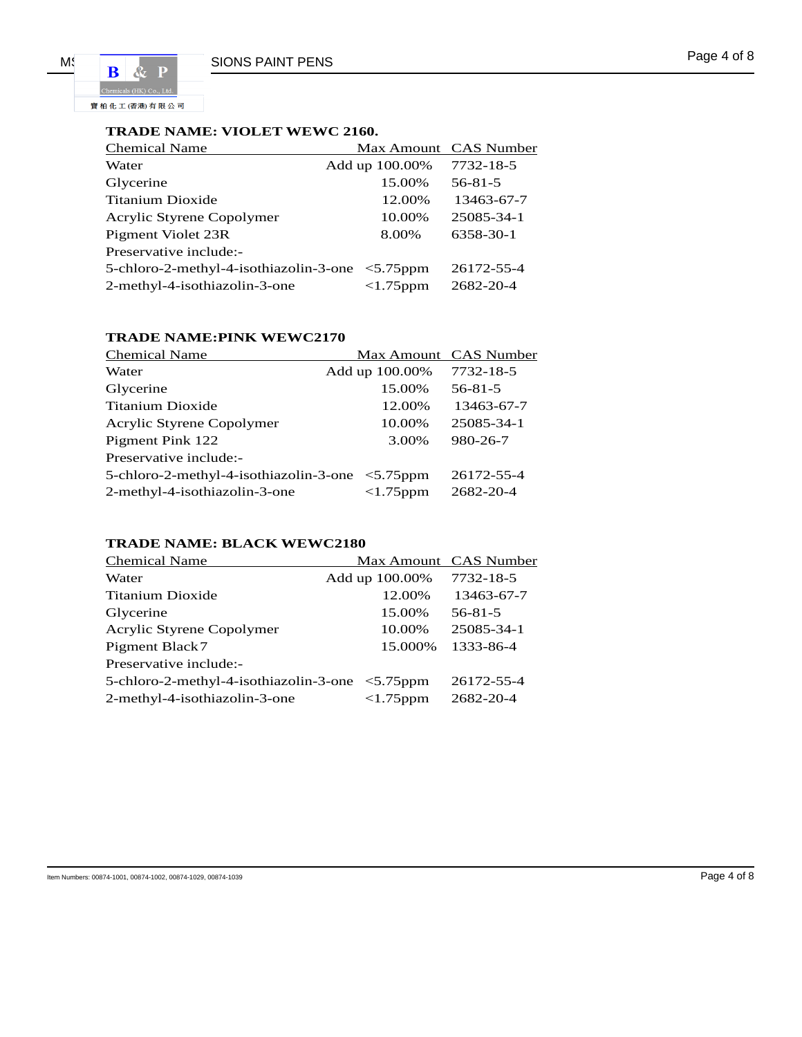**TRADE NAME: VIOLET WEWC 2160.**

| Chemical Name | Max Amount | CAS Number |
|---|---|---|
| Water | Add up 100.00% | 7732-18-5 |
| Glycerine | 15.00% | 56-81-5 |
| Titanium Dioxide | 12.00% | 13463-67-7 |
| Acrylic Styrene Copolymer | 10.00% | 25085-34-1 |
| Pigment Violet 23R | 8.00% | 6358-30-1 |
| Preservative include:- | | |
| 5-chloro-2-methyl-4-isothiazolin-3-one | <5.75ppm | 26172-55-4 |
| 2-methyl-4-isothiazolin-3-one | <1.75ppm | 2682-20-4 |

**TRADE NAME:PINK WEWC2170**

| Chemical Name | Max Amount | CAS Number |
|---|---|---|
| Water | Add up 100.00% | 7732-18-5 |
| Glycerine | 15.00% | 56-81-5 |
| Titanium Dioxide | 12.00% | 13463-67-7 |
| Acrylic Styrene Copolymer | 10.00% | 25085-34-1 |
| Pigment Pink 122 | 3.00% | 980-26-7 |
| Preservative include:- | | |
| 5-chloro-2-methyl-4-isothiazolin-3-one | <5.75ppm | 26172-55-4 |
| 2-methyl-4-isothiazolin-3-one | <1.75ppm | 2682-20-4 |

**TRADE NAME: BLACK WEWC2180**

| Chemical Name | Max Amount | CAS Number |
|---|---|---|
| Water | Add up 100.00% | 7732-18-5 |
| Titanium Dioxide | 12.00% | 13463-67-7 |
| Glycerine | 15.00% | 56-81-5 |
| Acrylic Styrene Copolymer | 10.00% | 25085-34-1 |
| Pigment Black7 | 15.000% | 1333-86-4 |
| Preservative include:- | | |
| 5-chloro-2-methyl-4-isothiazolin-3-one | <5.75ppm | 26172-55-4 |
| 2-methyl-4-isothiazolin-3-one | <1.75ppm | 2682-20-4 |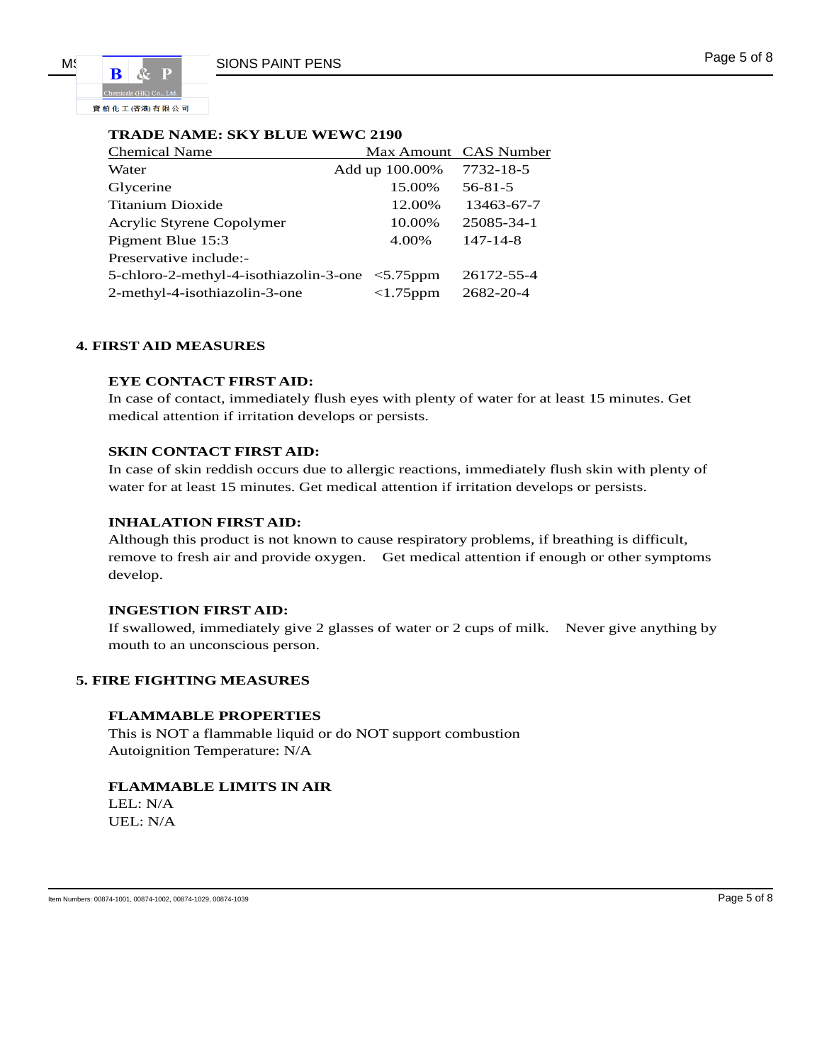**TRADE NAME: SKY BLUE WEWC 2190**

| Chemical Name | Max Amount | CAS Number |
|---|---|---|
| Water | Add up 100.00% | 7732-18-5 |
| Glycerine | 15.00% | 56-81-5 |
| Titanium Dioxide | 12.00% | 13463-67-7 |
| Acrylic Styrene Copolymer | 10.00% | 25085-34-1 |
| Pigment Blue 15:3 | 4.00% | 147-14-8 |
| Preservative include:- | | |
| 5-chloro-2-methyl-4-isothiazolin-3-one | <5.75ppm | 26172-55-4 |
| 2-methyl-4-isothiazolin-3-one | <1.75ppm | 2682-20-4 |

## 4. FIRST AID MEASURES

### EYE CONTACT FIRST AID:

In case of contact, immediately flush eyes with plenty of water for at least 15 minutes. Get medical attention if irritation develops or persists.

### SKIN CONTACT FIRST AID:

In case of skin reddish occurs due to allergic reactions, immediately flush skin with plenty of water for at least 15 minutes. Get medical attention if irritation develops or persists.

### INHALATION FIRST AID:

Although this product is not known to cause respiratory problems, if breathing is difficult, remove to fresh air and provide oxygen. Get medical attention if enough or other symptoms develop.

### INGESTION FIRST AID:

If swallowed, immediately give 2 glasses of water or 2 cups of milk. Never give anything by mouth to an unconscious person.

## 5. FIRE FIGHTING MEASURES

### FLAMMABLE PROPERTIES

This is NOT a flammable liquid or do NOT support combustion
Autoignition Temperature: N/A

### FLAMMABLE LIMITS IN AIR

LEL: N/A
UEL: N/A

Item Numbers: 00874-1001, 00874-1002, 00874-1029, 00874-1039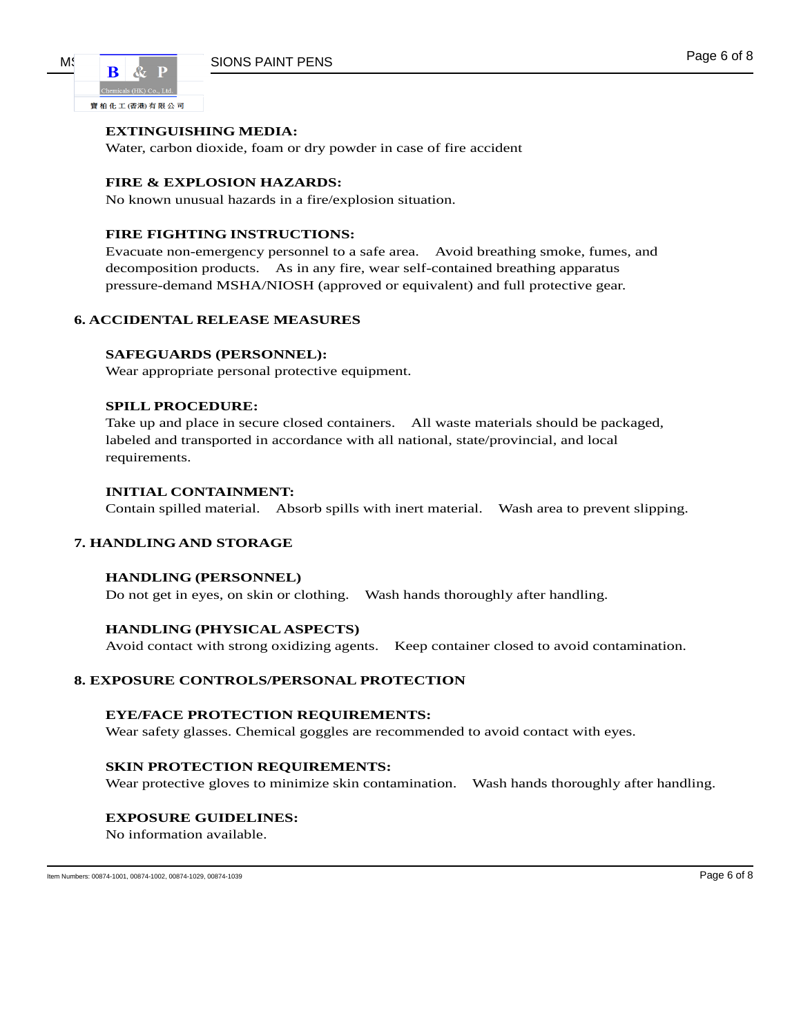**EXTINGUISHING MEDIA:**
Water, carbon dioxide, foam or dry powder in case of fire accident

**FIRE & EXPLOSION HAZARDS:**
No known unusual hazards in a fire/explosion situation.

**FIRE FIGHTING INSTRUCTIONS:**
Evacuate non-emergency personnel to a safe area. Avoid breathing smoke, fumes, and decomposition products. As in any fire, wear self-contained breathing apparatus pressure-demand MSHA/NIOSH (approved or equivalent) and full protective gear.

## 6. ACCIDENTAL RELEASE MEASURES

**SAFEGUARDS (PERSONNEL):**
Wear appropriate personal protective equipment.

**SPILL PROCEDURE:**
Take up and place in secure closed containers. All waste materials should be packaged, labeled and transported in accordance with all national, state/provincial, and local requirements.

**INITIAL CONTAINMENT:**
Contain spilled material. Absorb spills with inert material. Wash area to prevent slipping.

## 7. HANDLING AND STORAGE

**HANDLING (PERSONNEL)**
Do not get in eyes, on skin or clothing. Wash hands thoroughly after handling.

**HANDLING (PHYSICAL ASPECTS)**
Avoid contact with strong oxidizing agents. Keep container closed to avoid contamination.

## 8. EXPOSURE CONTROLS/PERSONAL PROTECTION

**EYE/FACE PROTECTION REQUIREMENTS:**
Wear safety glasses. Chemical goggles are recommended to avoid contact with eyes.

**SKIN PROTECTION REQUIREMENTS:**
Wear protective gloves to minimize skin contamination. Wash hands thoroughly after handling.

**EXPOSURE GUIDELINES:**
No information available.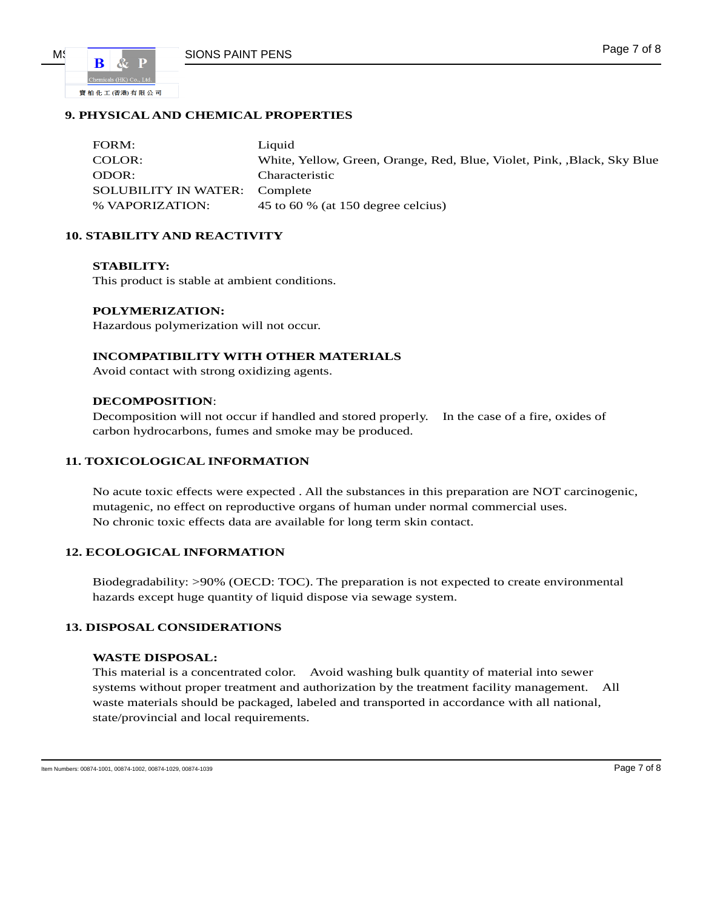## 9. PHYSICAL AND CHEMICAL PROPERTIES

| | |
|---|---|
| FORM: | Liquid |
| COLOR: | White, Yellow, Green, Orange, Red, Blue, Violet, Pink, ,Black, Sky Blue |
| ODOR: | Characteristic |
| SOLUBILITY IN WATER: | Complete |
| % VAPORIZATION: | 45 to 60 % (at 150 degree celcius) |

## 10. STABILITY AND REACTIVITY

**STABILITY:**
This product is stable at ambient conditions.

**POLYMERIZATION:**
Hazardous polymerization will not occur.

**INCOMPATIBILITY WITH OTHER MATERIALS**
Avoid contact with strong oxidizing agents.

**DECOMPOSITION**:
Decomposition will not occur if handled and stored properly. In the case of a fire, oxides of carbon hydrocarbons, fumes and smoke may be produced.

## 11. TOXICOLOGICAL INFORMATION

No acute toxic effects were expected . All the substances in this preparation are NOT carcinogenic, mutagenic, no effect on reproductive organs of human under normal commercial uses.
No chronic toxic effects data are available for long term skin contact.

## 12. ECOLOGICAL INFORMATION

Biodegradability: >90% (OECD: TOC). The preparation is not expected to create environmental hazards except huge quantity of liquid dispose via sewage system.

## 13. DISPOSAL CONSIDERATIONS

**WASTE DISPOSAL:**
This material is a concentrated color. Avoid washing bulk quantity of material into sewer systems without proper treatment and authorization by the treatment facility management. All waste materials should be packaged, labeled and transported in accordance with all national, state/provincial and local requirements.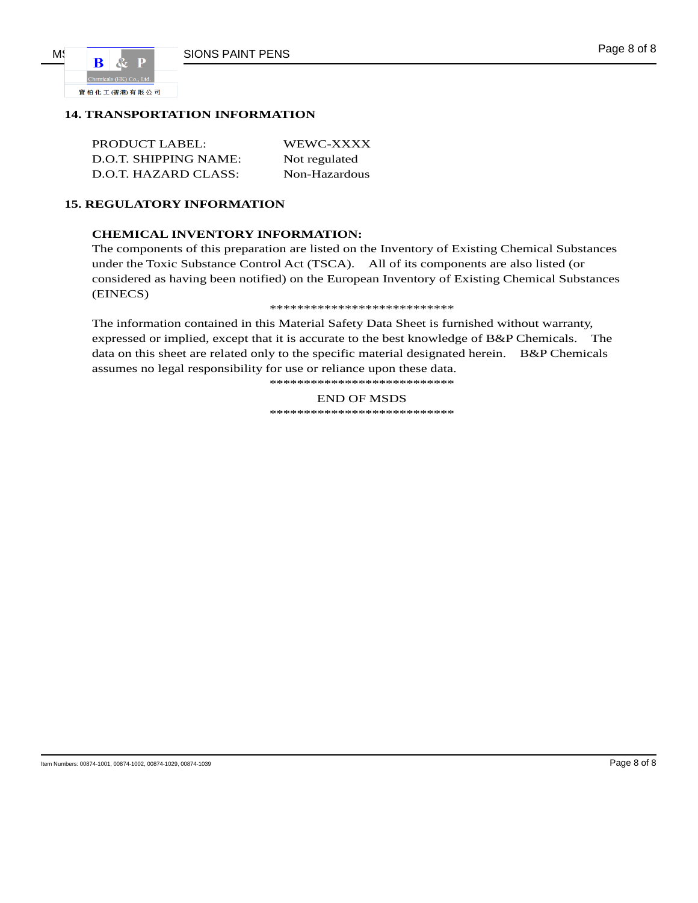## 14. TRANSPORTATION INFORMATION

| | |
|---|---|
| PRODUCT LABEL: | WEWC-XXXX |
| D.O.T. SHIPPING NAME: | Not regulated |
| D.O.T. HAZARD CLASS: | Non-Hazardous |

## 15. REGULATORY INFORMATION

**CHEMICAL INVENTORY INFORMATION:**

The components of this preparation are listed on the Inventory of Existing Chemical Substances under the Toxic Substance Control Act (TSCA). All of its components are also listed (or considered as having been notified) on the European Inventory of Existing Chemical Substances (EINECS)

***************************

The information contained in this Material Safety Data Sheet is furnished without warranty, expressed or implied, except that it is accurate to the best knowledge of B&P Chemicals. The data on this sheet are related only to the specific material designated herein. B&P Chemicals assumes no legal responsibility for use or reliance upon these data.

***************************

END OF MSDS

***************************

Item Numbers: 00874-1001, 00874-1002, 00874-1029, 00874-1039